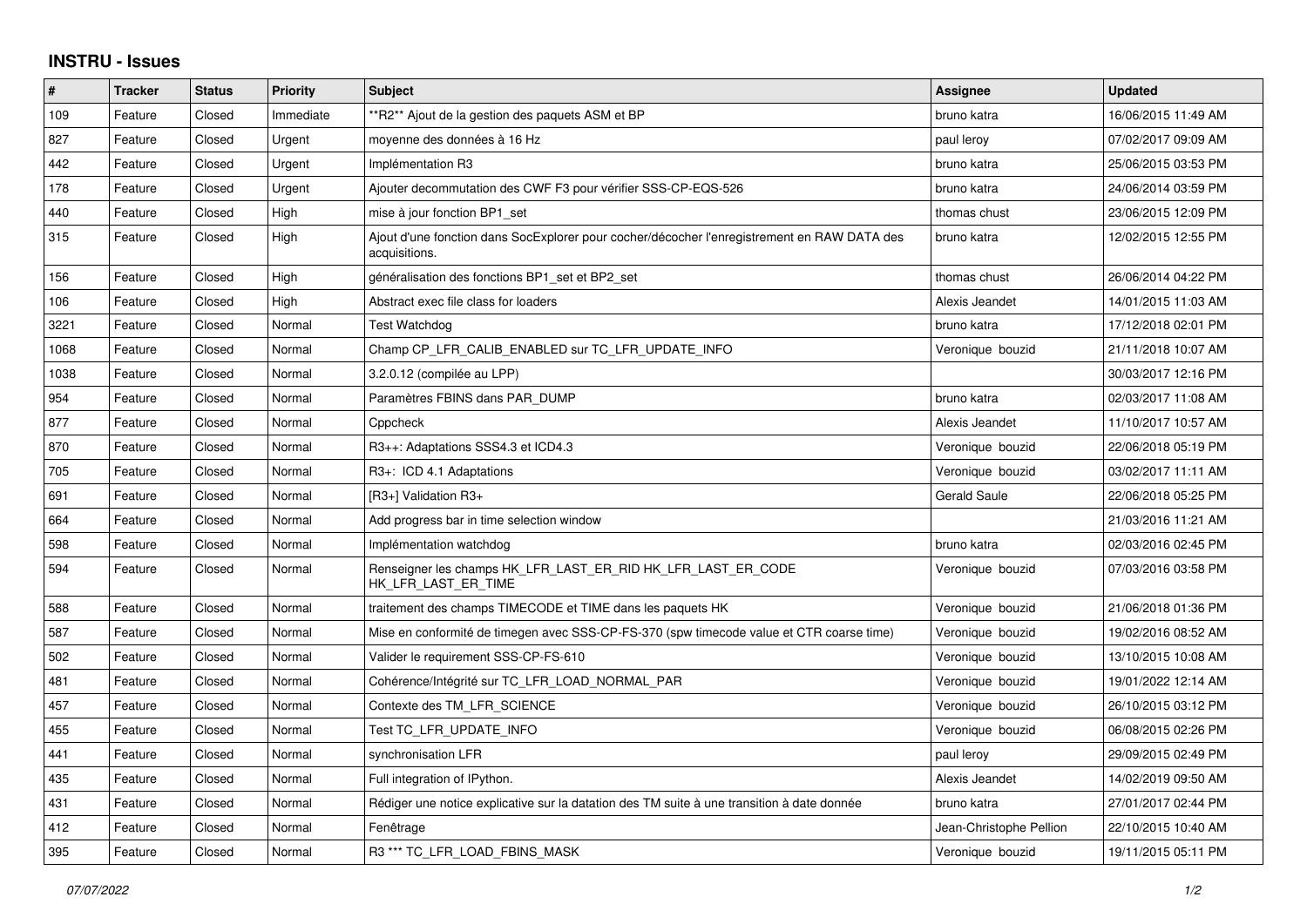# INSTRU - Issues

| # | Tracker | Status | Priority | Subject | Assignee | Updated |
|---|---|---|---|---|---|---|
| 109 | Feature | Closed | Immediate | **R2** Ajout de la gestion des paquets ASM et BP | bruno katra | 16/06/2015 11:49 AM |
| 827 | Feature | Closed | Urgent | moyenne des données à 16 Hz | paul leroy | 07/02/2017 09:09 AM |
| 442 | Feature | Closed | Urgent | Implémentation R3 | bruno katra | 25/06/2015 03:53 PM |
| 178 | Feature | Closed | Urgent | Ajouter decommutation des CWF F3 pour vérifier SSS-CP-EQS-526 | bruno katra | 24/06/2014 03:59 PM |
| 440 | Feature | Closed | High | mise à jour fonction BP1_set | thomas chust | 23/06/2015 12:09 PM |
| 315 | Feature | Closed | High | Ajout d'une fonction dans SocExplorer pour cocher/décocher l'enregistrement en RAW DATA des acquisitions. | bruno katra | 12/02/2015 12:55 PM |
| 156 | Feature | Closed | High | généralisation des fonctions BP1_set et BP2_set | thomas chust | 26/06/2014 04:22 PM |
| 106 | Feature | Closed | High | Abstract exec file class for loaders | Alexis Jeandet | 14/01/2015 11:03 AM |
| 3221 | Feature | Closed | Normal | Test Watchdog | bruno katra | 17/12/2018 02:01 PM |
| 1068 | Feature | Closed | Normal | Champ CP_LFR_CALIB_ENABLED sur TC_LFR_UPDATE_INFO | Veronique bouzid | 21/11/2018 10:07 AM |
| 1038 | Feature | Closed | Normal | 3.2.0.12 (compilée au LPP) | | 30/03/2017 12:16 PM |
| 954 | Feature | Closed | Normal | Paramètres FBINS dans PAR_DUMP | bruno katra | 02/03/2017 11:08 AM |
| 877 | Feature | Closed | Normal | Cppcheck | Alexis Jeandet | 11/10/2017 10:57 AM |
| 870 | Feature | Closed | Normal | R3++: Adaptations SSS4.3 et ICD4.3 | Veronique bouzid | 22/06/2018 05:19 PM |
| 705 | Feature | Closed | Normal | R3+: ICD 4.1 Adaptations | Veronique bouzid | 03/02/2017 11:11 AM |
| 691 | Feature | Closed | Normal | [R3+] Validation R3+ | Gerald Saule | 22/06/2018 05:25 PM |
| 664 | Feature | Closed | Normal | Add progress bar in time selection window | | 21/03/2016 11:21 AM |
| 598 | Feature | Closed | Normal | Implémentation watchdog | bruno katra | 02/03/2016 02:45 PM |
| 594 | Feature | Closed | Normal | Renseigner les champs HK_LFR_LAST_ER_RID HK_LFR_LAST_ER_CODE HK_LFR_LAST_ER_TIME | Veronique bouzid | 07/03/2016 03:58 PM |
| 588 | Feature | Closed | Normal | traitement des champs TIMECODE et TIME dans les paquets HK | Veronique bouzid | 21/06/2018 01:36 PM |
| 587 | Feature | Closed | Normal | Mise en conformité de timegen avec SSS-CP-FS-370 (spw timecode value et CTR coarse time) | Veronique bouzid | 19/02/2016 08:52 AM |
| 502 | Feature | Closed | Normal | Valider le requirement SSS-CP-FS-610 | Veronique bouzid | 13/10/2015 10:08 AM |
| 481 | Feature | Closed | Normal | Cohérence/Intégrité sur TC_LFR_LOAD_NORMAL_PAR | Veronique bouzid | 19/01/2022 12:14 AM |
| 457 | Feature | Closed | Normal | Contexte des TM_LFR_SCIENCE | Veronique bouzid | 26/10/2015 03:12 PM |
| 455 | Feature | Closed | Normal | Test TC_LFR_UPDATE_INFO | Veronique bouzid | 06/08/2015 02:26 PM |
| 441 | Feature | Closed | Normal | synchronisation LFR | paul leroy | 29/09/2015 02:49 PM |
| 435 | Feature | Closed | Normal | Full integration of IPython. | Alexis Jeandet | 14/02/2019 09:50 AM |
| 431 | Feature | Closed | Normal | Rédiger une notice explicative sur la datation des TM suite à une transition à date donnée | bruno katra | 27/01/2017 02:44 PM |
| 412 | Feature | Closed | Normal | Fenêtrage | Jean-Christophe Pellion | 22/10/2015 10:40 AM |
| 395 | Feature | Closed | Normal | R3 *** TC_LFR_LOAD_FBINS_MASK | Veronique bouzid | 19/11/2015 05:11 PM |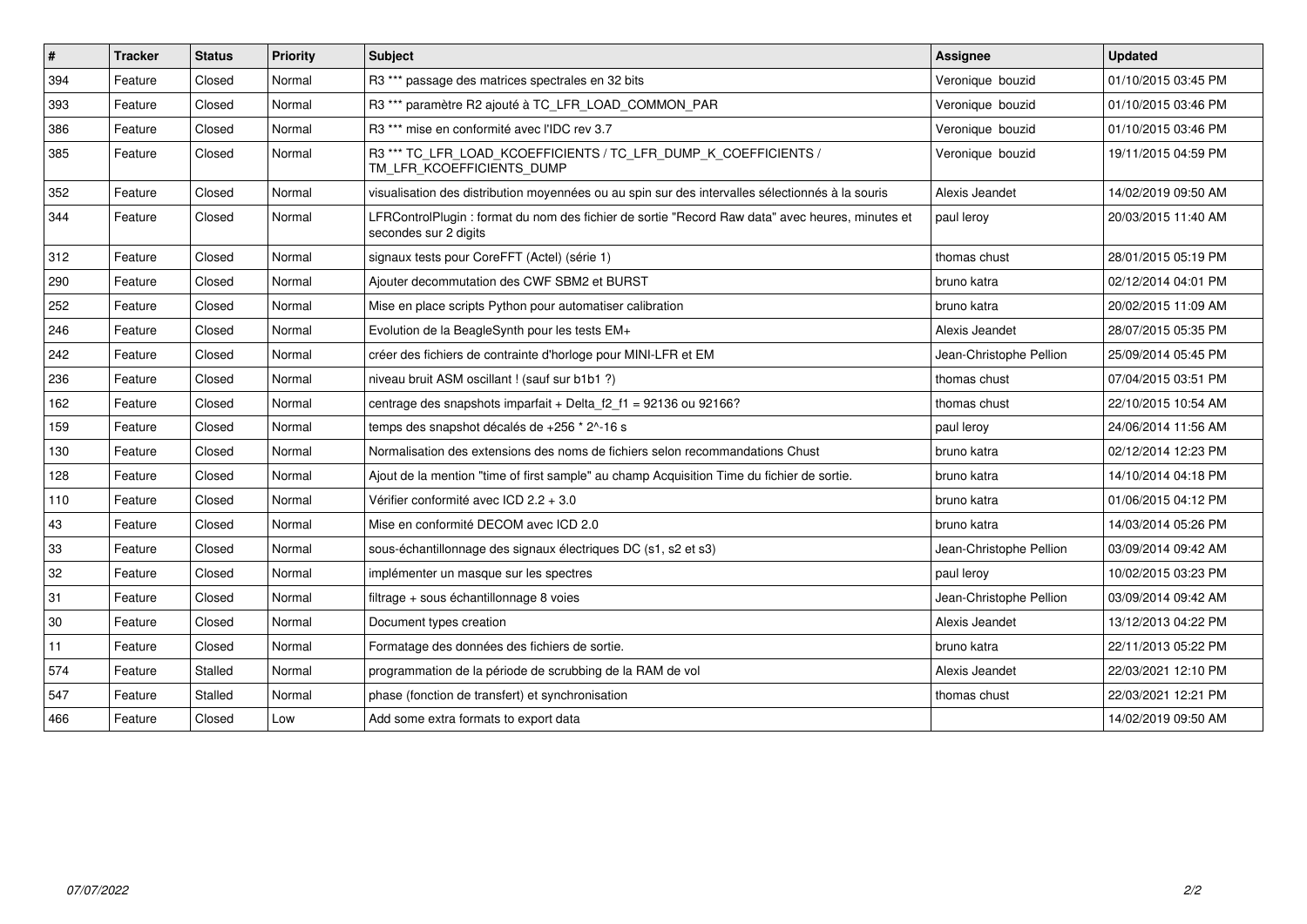| # | Tracker | Status | Priority | Subject | Assignee | Updated |
|---|---|---|---|---|---|---|
| 394 | Feature | Closed | Normal | R3 *** passage des matrices spectrales en 32 bits | Veronique bouzid | 01/10/2015 03:45 PM |
| 393 | Feature | Closed | Normal | R3 *** paramètre R2 ajouté à TC_LFR_LOAD_COMMON_PAR | Veronique bouzid | 01/10/2015 03:46 PM |
| 386 | Feature | Closed | Normal | R3 *** mise en conformité avec l'IDC rev 3.7 | Veronique bouzid | 01/10/2015 03:46 PM |
| 385 | Feature | Closed | Normal | R3 *** TC_LFR_LOAD_KCOEFFICIENTS / TC_LFR_DUMP_K_COEFFICIENTS / TM_LFR_KCOEFFICIENTS_DUMP | Veronique bouzid | 19/11/2015 04:59 PM |
| 352 | Feature | Closed | Normal | visualisation des distribution moyennées ou au spin sur des intervalles sélectionnés à la souris | Alexis Jeandet | 14/02/2019 09:50 AM |
| 344 | Feature | Closed | Normal | LFRControlPlugin : format du nom des fichier de sortie "Record Raw data" avec heures, minutes et secondes sur 2 digits | paul leroy | 20/03/2015 11:40 AM |
| 312 | Feature | Closed | Normal | signaux tests pour CoreFFT (Actel) (série 1) | thomas chust | 28/01/2015 05:19 PM |
| 290 | Feature | Closed | Normal | Ajouter decommutation des CWF SBM2 et BURST | bruno katra | 02/12/2014 04:01 PM |
| 252 | Feature | Closed | Normal | Mise en place scripts Python pour automatiser calibration | bruno katra | 20/02/2015 11:09 AM |
| 246 | Feature | Closed | Normal | Evolution de la BeagleSynth pour les tests EM+ | Alexis Jeandet | 28/07/2015 05:35 PM |
| 242 | Feature | Closed | Normal | créer des fichiers de contrainte d'horloge pour MINI-LFR et EM | Jean-Christophe Pellion | 25/09/2014 05:45 PM |
| 236 | Feature | Closed | Normal | niveau bruit ASM oscillant ! (sauf sur b1b1 ?) | thomas chust | 07/04/2015 03:51 PM |
| 162 | Feature | Closed | Normal | centrage des snapshots imparfait + Delta_f2_f1 = 92136 ou 92166? | thomas chust | 22/10/2015 10:54 AM |
| 159 | Feature | Closed | Normal | temps des snapshot décalés de +256 * 2^-16 s | paul leroy | 24/06/2014 11:56 AM |
| 130 | Feature | Closed | Normal | Normalisation des extensions des noms de fichiers selon recommandations Chust | bruno katra | 02/12/2014 12:23 PM |
| 128 | Feature | Closed | Normal | Ajout de la mention "time of first sample" au champ Acquisition Time du fichier de sortie. | bruno katra | 14/10/2014 04:18 PM |
| 110 | Feature | Closed | Normal | Vérifier conformité avec ICD 2.2 + 3.0 | bruno katra | 01/06/2015 04:12 PM |
| 43 | Feature | Closed | Normal | Mise en conformité DECOM avec ICD 2.0 | bruno katra | 14/03/2014 05:26 PM |
| 33 | Feature | Closed | Normal | sous-échantillonnage des signaux électriques DC (s1, s2 et s3) | Jean-Christophe Pellion | 03/09/2014 09:42 AM |
| 32 | Feature | Closed | Normal | implémenter un masque sur les spectres | paul leroy | 10/02/2015 03:23 PM |
| 31 | Feature | Closed | Normal | filtrage + sous échantillonnage 8 voies | Jean-Christophe Pellion | 03/09/2014 09:42 AM |
| 30 | Feature | Closed | Normal | Document types creation | Alexis Jeandet | 13/12/2013 04:22 PM |
| 11 | Feature | Closed | Normal | Formatage des données des fichiers de sortie. | bruno katra | 22/11/2013 05:22 PM |
| 574 | Feature | Stalled | Normal | programmation de la période de scrubbing de la RAM de vol | Alexis Jeandet | 22/03/2021 12:10 PM |
| 547 | Feature | Stalled | Normal | phase (fonction de transfert) et synchronisation | thomas chust | 22/03/2021 12:21 PM |
| 466 | Feature | Closed | Low | Add some extra formats to export data | | 14/02/2019 09:50 AM |